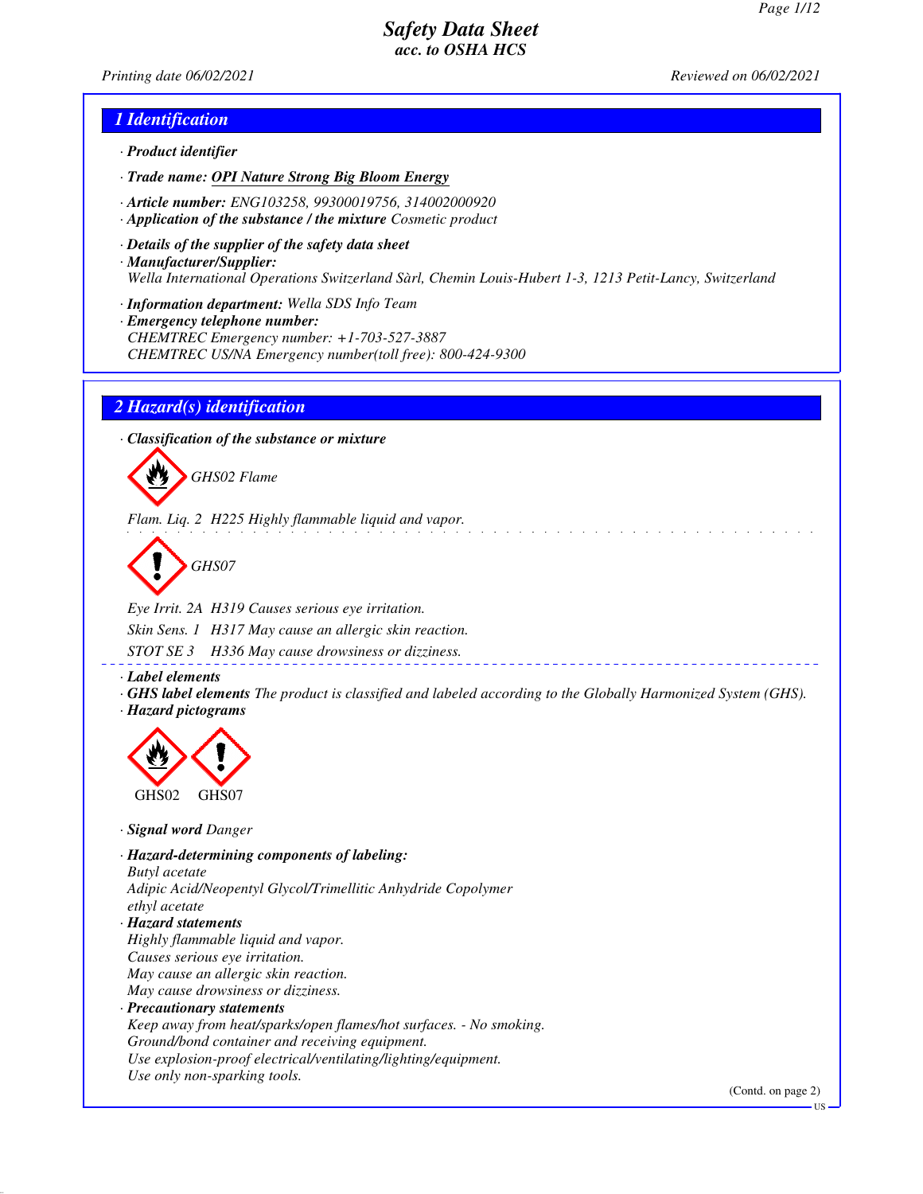# Safety Data Sheet
## acc. to OSHA HCS

Printing date 06/02/2021 Reviewed on 06/02/2021

## 1 Identification

· **Product identifier**

· **Trade name: OPI Nature Strong Big Bloom Energy**

· **Article number:** ENG103258, 99300019756, 314002000920

· **Application of the substance / the mixture** Cosmetic product

· **Details of the supplier of the safety data sheet**

· **Manufacturer/Supplier:**
Wella International Operations Switzerland Sàrl, Chemin Louis-Hubert 1-3, 1213 Petit-Lancy, Switzerland

· **Information department:** Wella SDS Info Team

· **Emergency telephone number:**
CHEMTREC Emergency number: +1-703-527-3887
CHEMTREC US/NA Emergency number(toll free): 800-424-9300

## 2 Hazard(s) identification

· **Classification of the substance or mixture**

GHS02 Flame

Flam. Liq. 2 H225 Highly flammable liquid and vapor.

GHS07

Eye Irrit. 2A H319 Causes serious eye irritation.

Skin Sens. 1 H317 May cause an allergic skin reaction.

STOT SE 3 H336 May cause drowsiness or dizziness.

· **Label elements**

· **GHS label elements** The product is classified and labeled according to the Globally Harmonized System (GHS).

· **Hazard pictograms**

GHS02 GHS07

· **Signal word** Danger

· **Hazard-determining components of labeling:**
Butyl acetate
Adipic Acid/Neopentyl Glycol/Trimellitic Anhydride Copolymer
ethyl acetate

· **Hazard statements**
Highly flammable liquid and vapor.
Causes serious eye irritation.
May cause an allergic skin reaction.
May cause drowsiness or dizziness.

· **Precautionary statements**
Keep away from heat/sparks/open flames/hot surfaces. - No smoking.
Ground/bond container and receiving equipment.
Use explosion-proof electrical/ventilating/lighting/equipment.
Use only non-sparking tools.

(Contd. on page 2)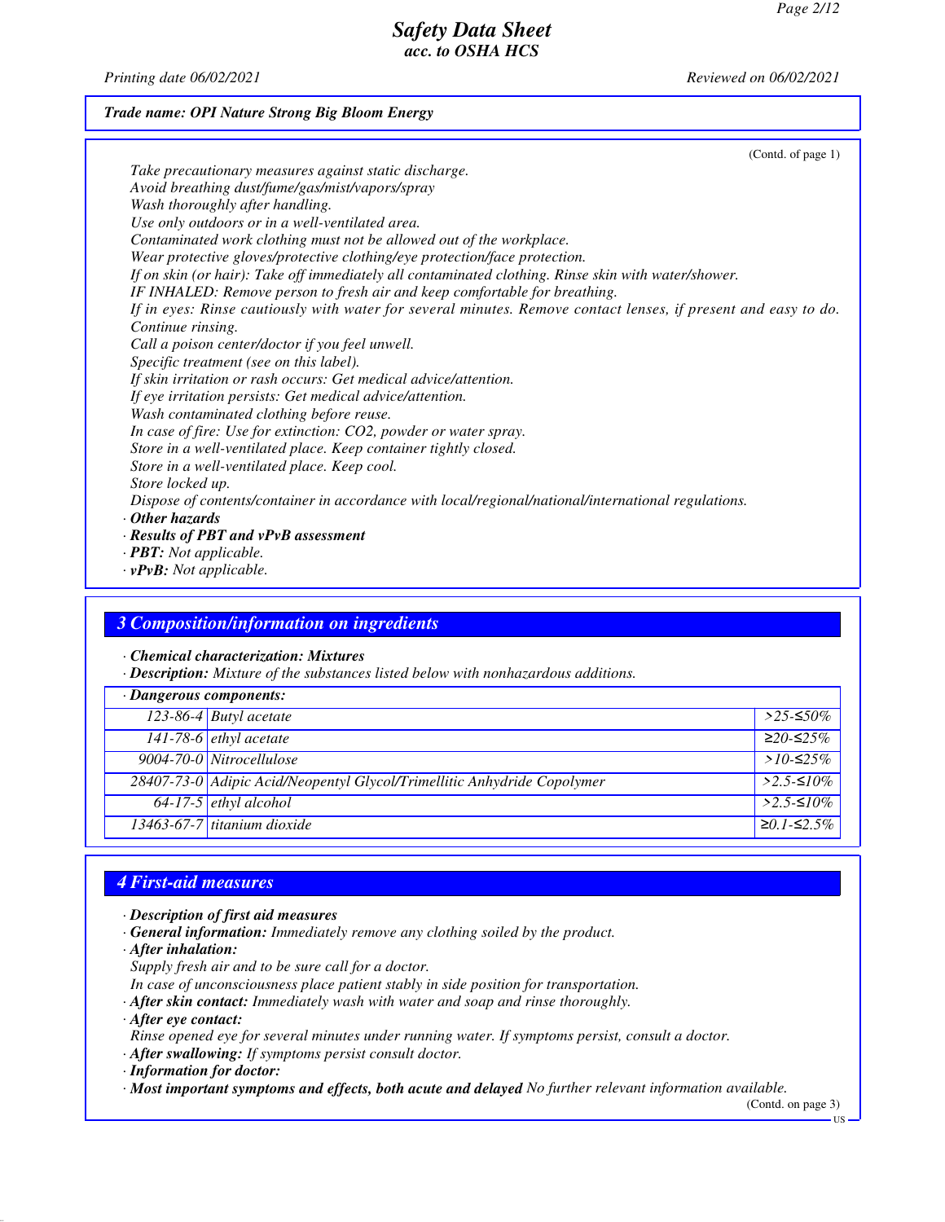*Trade name: OPI Nature Strong Big Bloom Energy*

(Contd. of page 1)

Take precautionary measures against static discharge.
Avoid breathing dust/fume/gas/mist/vapors/spray
Wash thoroughly after handling.
Use only outdoors or in a well-ventilated area.
Contaminated work clothing must not be allowed out of the workplace.
Wear protective gloves/protective clothing/eye protection/face protection.
If on skin (or hair): Take off immediately all contaminated clothing. Rinse skin with water/shower.
IF INHALED: Remove person to fresh air and keep comfortable for breathing.
If in eyes: Rinse cautiously with water for several minutes. Remove contact lenses, if present and easy to do. Continue rinsing.
Call a poison center/doctor if you feel unwell.
Specific treatment (see on this label).
If skin irritation or rash occurs: Get medical advice/attention.
If eye irritation persists: Get medical advice/attention.
Wash contaminated clothing before reuse.
In case of fire: Use for extinction: $CO_2$, powder or water spray.
Store in a well-ventilated place. Keep container tightly closed.
Store in a well-ventilated place. Keep cool.
Store locked up.
Dispose of contents/container in accordance with local/regional/national/international regulations.

· **Other hazards**
· **Results of PBT and vPvB assessment**
· **PBT:** Not applicable.
· **vPvB:** Not applicable.

## 3 Composition/information on ingredients

· **Chemical characterization: Mixtures**
· **Description:** Mixture of the substances listed below with nonhazardous additions.

| · Dangerous components: | | |
|---|---|---|
| 123-86-4 | Butyl acetate | >25-≤50% |
| 141-78-6 | ethyl acetate | ≥20-≤25% |
| 9004-70-0 | Nitrocellulose | >10-≤25% |
| 28407-73-0 | Adipic Acid/Neopentyl Glycol/Trimellitic Anhydride Copolymer | >2.5-≤10% |
| 64-17-5 | ethyl alcohol | >2.5-≤10% |
| 13463-67-7 | titanium dioxide | ≥0.1-≤2.5% |

## 4 First-aid measures

· **Description of first aid measures**
· **General information:** Immediately remove any clothing soiled by the product.
· **After inhalation:**
Supply fresh air and to be sure call for a doctor.
In case of unconsciousness place patient stably in side position for transportation.
· **After skin contact:** Immediately wash with water and soap and rinse thoroughly.
· **After eye contact:**
Rinse opened eye for several minutes under running water. If symptoms persist, consult a doctor.
· **After swallowing:** If symptoms persist consult doctor.
· **Information for doctor:**
· **Most important symptoms and effects, both acute and delayed** No further relevant information available.

(Contd. on page 3)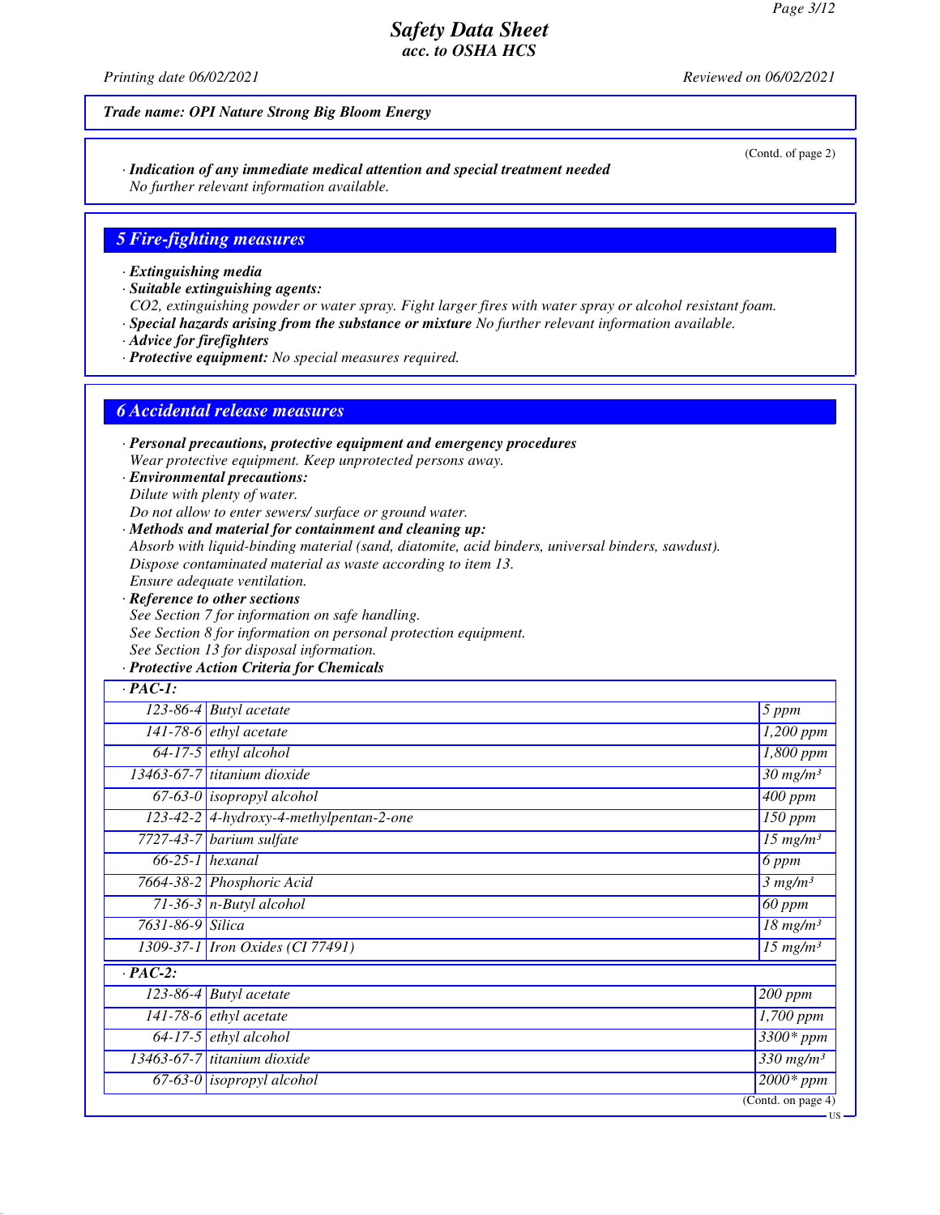**Trade name: OPI Nature Strong Big Bloom Energy**

(Contd. of page 2)

· **Indication of any immediate medical attention and special treatment needed**
No further relevant information available.

## 5 Fire-fighting measures

· **Extinguishing media**
· **Suitable extinguishing agents:**
CO2, extinguishing powder or water spray. Fight larger fires with water spray or alcohol resistant foam.
· **Special hazards arising from the substance or mixture** No further relevant information available.
· **Advice for firefighters**
· **Protective equipment:** No special measures required.

## 6 Accidental release measures

· **Personal precautions, protective equipment and emergency procedures**
Wear protective equipment. Keep unprotected persons away.
· **Environmental precautions:**
Dilute with plenty of water.
Do not allow to enter sewers/ surface or ground water.
· **Methods and material for containment and cleaning up:**
Absorb with liquid-binding material (sand, diatomite, acid binders, universal binders, sawdust).
Dispose contaminated material as waste according to item 13.
Ensure adequate ventilation.
· **Reference to other sections**
See Section 7 for information on safe handling.
See Section 8 for information on personal protection equipment.
See Section 13 for disposal information.
· **Protective Action Criteria for Chemicals**

| · **PAC-1:** | | |
|---|---|---|
| 123-86-4 | Butyl acetate | 5 ppm |
| 141-78-6 | ethyl acetate | 1,200 ppm |
| 64-17-5 | ethyl alcohol | 1,800 ppm |
| 13463-67-7 | titanium dioxide | 30 mg/m³ |
| 67-63-0 | isopropyl alcohol | 400 ppm |
| 123-42-2 | 4-hydroxy-4-methylpentan-2-one | 150 ppm |
| 7727-43-7 | barium sulfate | 15 mg/m³ |
| 66-25-1 | hexanal | 6 ppm |
| 7664-38-2 | Phosphoric Acid | 3 mg/m³ |
| 71-36-3 | n-Butyl alcohol | 60 ppm |
| 7631-86-9 | Silica | 18 mg/m³ |
| 1309-37-1 | Iron Oxides (CI 77491) | 15 mg/m³ |
| · **PAC-2:** | | |
| 123-86-4 | Butyl acetate | 200 ppm |
| 141-78-6 | ethyl acetate | 1,700 ppm |
| 64-17-5 | ethyl alcohol | 3300* ppm |
| 13463-67-7 | titanium dioxide | 330 mg/m³ |
| 67-63-0 | isopropyl alcohol | 2000* ppm |

(Contd. on page 4)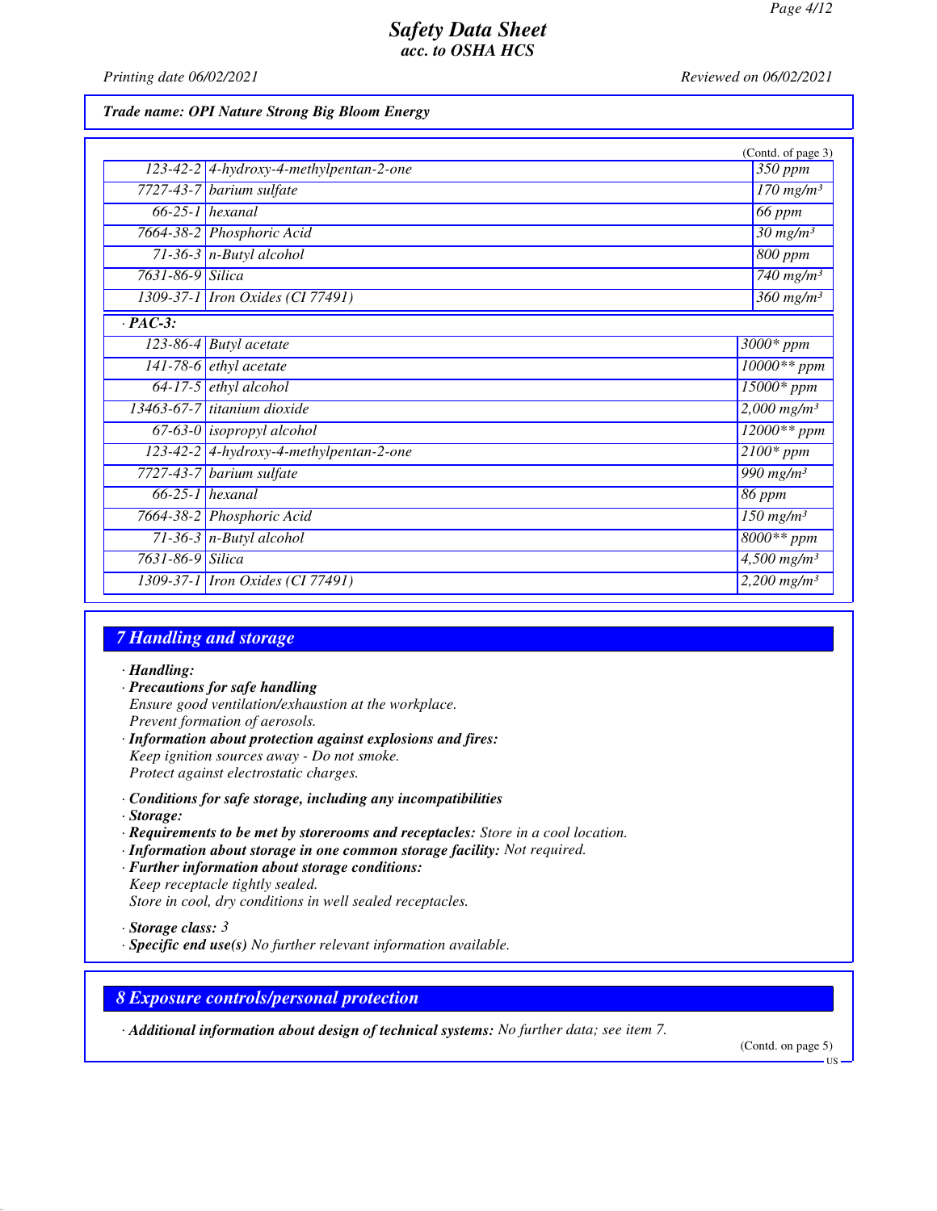**Trade name: OPI Nature Strong Big Bloom Energy**

(Contd. of page 3)

| | | |
|---|---|---|
| 123-42-2 | 4-hydroxy-4-methylpentan-2-one | 350 ppm |
| 7727-43-7 | barium sulfate | 170 mg/m³ |
| 66-25-1 | hexanal | 66 ppm |
| 7664-38-2 | Phosphoric Acid | 30 mg/m³ |
| 71-36-3 | n-Butyl alcohol | 800 ppm |
| 7631-86-9 | Silica | 740 mg/m³ |
| 1309-37-1 | Iron Oxides (CI 77491) | 360 mg/m³ |

· **PAC-3:**

| | | |
|---|---|---|
| 123-86-4 | Butyl acetate | 3000* ppm |
| 141-78-6 | ethyl acetate | 10000** ppm |
| 64-17-5 | ethyl alcohol | 15000* ppm |
| 13463-67-7 | titanium dioxide | 2,000 mg/m³ |
| 67-63-0 | isopropyl alcohol | 12000** ppm |
| 123-42-2 | 4-hydroxy-4-methylpentan-2-one | 2100* ppm |
| 7727-43-7 | barium sulfate | 990 mg/m³ |
| 66-25-1 | hexanal | 86 ppm |
| 7664-38-2 | Phosphoric Acid | 150 mg/m³ |
| 71-36-3 | n-Butyl alcohol | 8000** ppm |
| 7631-86-9 | Silica | 4,500 mg/m³ |
| 1309-37-1 | Iron Oxides (CI 77491) | 2,200 mg/m³ |

## 7 Handling and storage

· **Handling:**
· **Precautions for safe handling**
Ensure good ventilation/exhaustion at the workplace.
Prevent formation of aerosols.
· **Information about protection against explosions and fires:**
Keep ignition sources away - Do not smoke.
Protect against electrostatic charges.

· **Conditions for safe storage, including any incompatibilities**
· **Storage:**
· **Requirements to be met by storerooms and receptacles:** Store in a cool location.
· **Information about storage in one common storage facility:** Not required.
· **Further information about storage conditions:**
Keep receptacle tightly sealed.
Store in cool, dry conditions in well sealed receptacles.

· **Storage class:** 3
· **Specific end use(s)** No further relevant information available.

## 8 Exposure controls/personal protection

· **Additional information about design of technical systems:** No further data; see item 7.

(Contd. on page 5)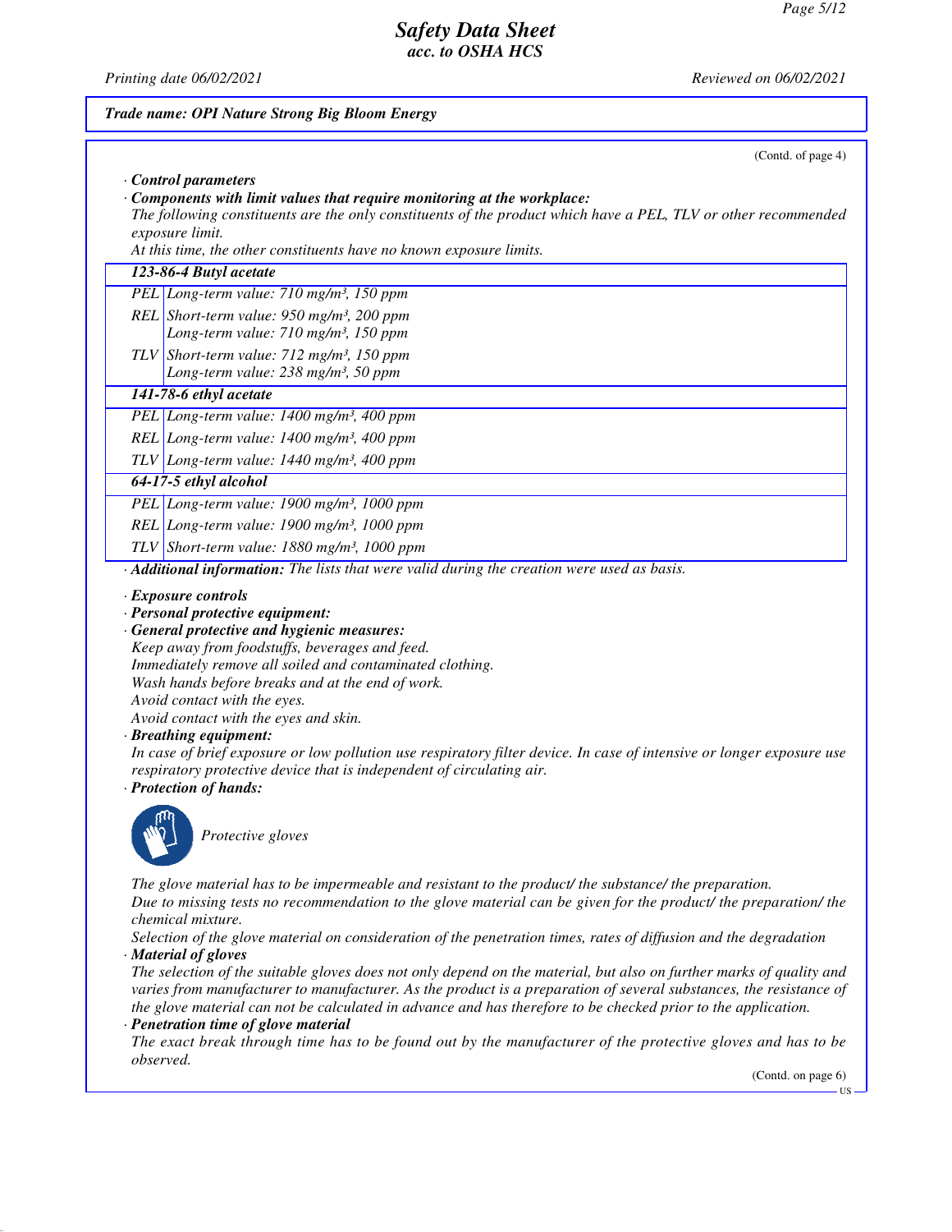*Trade name: OPI Nature Strong Big Bloom Energy*

(Contd. of page 4)

· **Control parameters**

· **Components with limit values that require monitoring at the workplace:**

The following constituents are the only constituents of the product which have a PEL, TLV or other recommended exposure limit.

At this time, the other constituents have no known exposure limits.

| **123-86-4 Butyl acetate** | |
|---|---|
| PEL | Long-term value: 710 mg/m³, 150 ppm |
| REL | Short-term value: 950 mg/m³, 200 ppm<br>Long-term value: 710 mg/m³, 150 ppm |
| TLV | Short-term value: 712 mg/m³, 150 ppm<br>Long-term value: 238 mg/m³, 50 ppm |
| **141-78-6 ethyl acetate** | |
| PEL | Long-term value: 1400 mg/m³, 400 ppm |
| REL | Long-term value: 1400 mg/m³, 400 ppm |
| TLV | Long-term value: 1440 mg/m³, 400 ppm |
| **64-17-5 ethyl alcohol** | |
| PEL | Long-term value: 1900 mg/m³, 1000 ppm |
| REL | Long-term value: 1900 mg/m³, 1000 ppm |
| TLV | Short-term value: 1880 mg/m³, 1000 ppm |

· **Additional information:** The lists that were valid during the creation were used as basis.

· **Exposure controls**

· **Personal protective equipment:**

· **General protective and hygienic measures:**

Keep away from foodstuffs, beverages and feed.
Immediately remove all soiled and contaminated clothing.
Wash hands before breaks and at the end of work.
Avoid contact with the eyes.
Avoid contact with the eyes and skin.

· **Breathing equipment:**

In case of brief exposure or low pollution use respiratory filter device. In case of intensive or longer exposure use respiratory protective device that is independent of circulating air.

· **Protection of hands:**

Protective gloves

The glove material has to be impermeable and resistant to the product/ the substance/ the preparation.
Due to missing tests no recommendation to the glove material can be given for the product/ the preparation/ the chemical mixture.
Selection of the glove material on consideration of the penetration times, rates of diffusion and the degradation

· **Material of gloves**

The selection of the suitable gloves does not only depend on the material, but also on further marks of quality and varies from manufacturer to manufacturer. As the product is a preparation of several substances, the resistance of the glove material can not be calculated in advance and has therefore to be checked prior to the application.

· **Penetration time of glove material**

The exact break through time has to be found out by the manufacturer of the protective gloves and has to be observed.

(Contd. on page 6)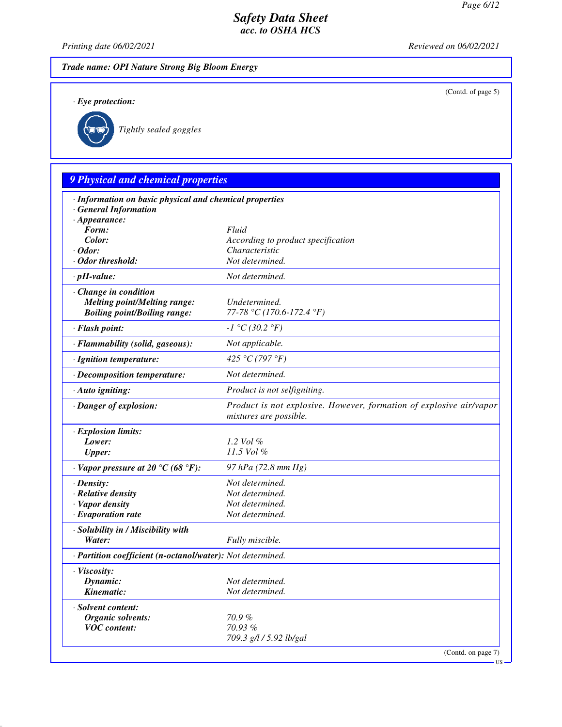# Safety Data Sheet
*acc. to OSHA HCS*

Printing date 06/02/2021 Reviewed on 06/02/2021

**Trade name: OPI Nature Strong Big Bloom Energy**

(Contd. of page 5)

· **Eye protection:**

Tightly sealed goggles

## 9 Physical and chemical properties

· **Information on basic physical and chemical properties**
· **General Information**

| Property | Value |
|---|---|
| · **Appearance:** | |
| **Form:** | Fluid |
| **Color:** | According to product specification |
| · **Odor:** | Characteristic |
| · **Odor threshold:** | Not determined. |
| · **pH-value:** | Not determined. |
| · **Change in condition** | |
| **Melting point/Melting range:** | Undetermined. |
| **Boiling point/Boiling range:** | 77-78 °C (170.6-172.4 °F) |
| · **Flash point:** | -1 °C (30.2 °F) |
| · **Flammability (solid, gaseous):** | Not applicable. |
| · **Ignition temperature:** | 425 °C (797 °F) |
| · **Decomposition temperature:** | Not determined. |
| · **Auto igniting:** | Product is not selfigniting. |
| · **Danger of explosion:** | Product is not explosive. However, formation of explosive air/vapor mixtures are possible. |
| · **Explosion limits:** | |
| **Lower:** | 1.2 Vol % |
| **Upper:** | 11.5 Vol % |
| · **Vapor pressure at 20 °C (68 °F):** | 97 hPa (72.8 mm Hg) |
| · **Density:** | Not determined. |
| · **Relative density** | Not determined. |
| · **Vapor density** | Not determined. |
| · **Evaporation rate** | Not determined. |
| · **Solubility in / Miscibility with** | |
| **Water:** | Fully miscible. |
| · **Partition coefficient (n-octanol/water):** | Not determined. |
| · **Viscosity:** | |
| **Dynamic:** | Not determined. |
| **Kinematic:** | Not determined. |
| · **Solvent content:** | |
| **Organic solvents:** | 70.9 % |
| **VOC content:** | 70.93 % |
| | 709.3 g/l / 5.92 lb/gal |

(Contd. on page 7)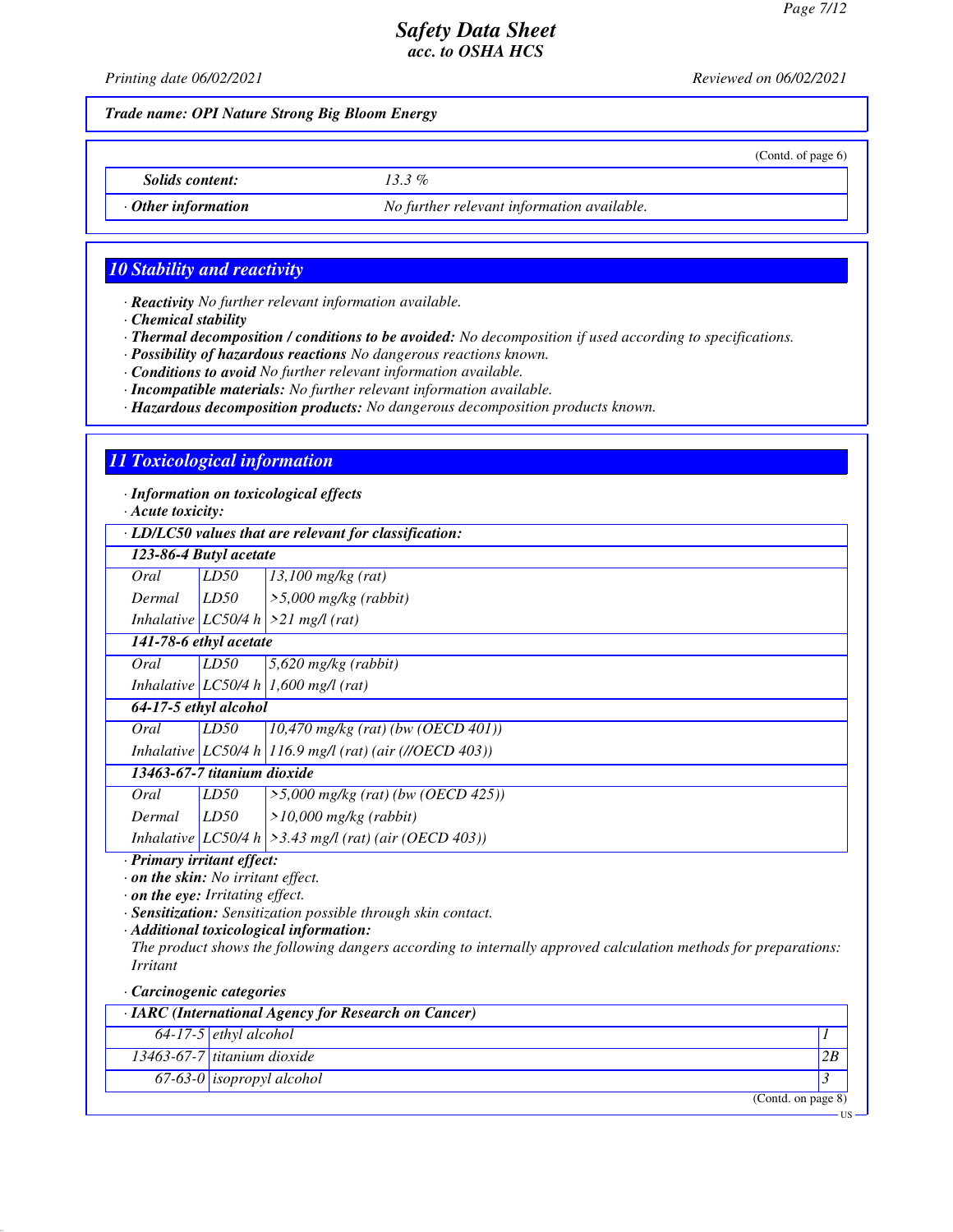*Trade name: OPI Nature Strong Big Bloom Energy*

(Contd. of page 6)

| | |
|---|---|
| *Solids content:* | *13.3 %* |
| · *Other information* | *No further relevant information available.* |

## 10 Stability and reactivity

· ***Reactivity*** *No further relevant information available.*
· ***Chemical stability***
· ***Thermal decomposition / conditions to be avoided:*** *No decomposition if used according to specifications.*
· ***Possibility of hazardous reactions*** *No dangerous reactions known.*
· ***Conditions to avoid*** *No further relevant information available.*
· ***Incompatible materials:*** *No further relevant information available.*
· ***Hazardous decomposition products:*** *No dangerous decomposition products known.*

## 11 Toxicological information

· ***Information on toxicological effects***
· ***Acute toxicity:***

| · LD/LC50 values that are relevant for classification: | | |
|---|---|---|
| **123-86-4 Butyl acetate** | | |
| Oral | LD50 | 13,100 mg/kg (rat) |
| Dermal | LD50 | >5,000 mg/kg (rabbit) |
| Inhalative | LC50/4 h | >21 mg/l (rat) |
| **141-78-6 ethyl acetate** | | |
| Oral | LD50 | 5,620 mg/kg (rabbit) |
| Inhalative | LC50/4 h | 1,600 mg/l (rat) |
| **64-17-5 ethyl alcohol** | | |
| Oral | LD50 | 10,470 mg/kg (rat) (bw (OECD 401)) |
| Inhalative | LC50/4 h | 116.9 mg/l (rat) (air (//OECD 403)) |
| **13463-67-7 titanium dioxide** | | |
| Oral | LD50 | >5,000 mg/kg (rat) (bw (OECD 425)) |
| Dermal | LD50 | >10,000 mg/kg (rabbit) |
| Inhalative | LC50/4 h | >3.43 mg/l (rat) (air (OECD 403)) |

· ***Primary irritant effect:***
· ***on the skin:*** *No irritant effect.*
· ***on the eye:*** *Irritating effect.*
· ***Sensitization:*** *Sensitization possible through skin contact.*
· ***Additional toxicological information:***
*The product shows the following dangers according to internally approved calculation methods for preparations: Irritant*

· ***Carcinogenic categories***

| · IARC (International Agency for Research on Cancer) | | |
|---|---|---|
| 64-17-5 | ethyl alcohol | 1 |
| 13463-67-7 | titanium dioxide | 2B |
| 67-63-0 | isopropyl alcohol | 3 |

(Contd. on page 8)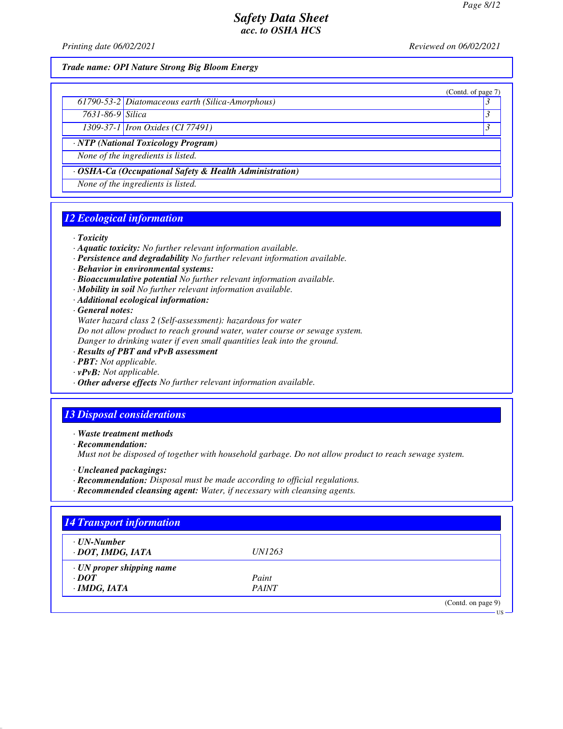**Trade name: OPI Nature Strong Big Bloom Energy**

(Contd. of page 7)

| | | |
|---|---|---|
| 61790-53-2 | Diatomaceous earth (Silica-Amorphous) | 3 |
| 7631-86-9 | Silica | 3 |
| 1309-37-1 | Iron Oxides (CI 77491) | 3 |

· **NTP (National Toxicology Program)**

None of the ingredients is listed.

· **OSHA-Ca (Occupational Safety & Health Administration)**

None of the ingredients is listed.

## 12 Ecological information

· **Toxicity**
· **Aquatic toxicity:** No further relevant information available.
· **Persistence and degradability** No further relevant information available.
· **Behavior in environmental systems:**
· **Bioaccumulative potential** No further relevant information available.
· **Mobility in soil** No further relevant information available.
· **Additional ecological information:**
· **General notes:**
Water hazard class 2 (Self-assessment): hazardous for water
Do not allow product to reach ground water, water course or sewage system.
Danger to drinking water if even small quantities leak into the ground.
· **Results of PBT and vPvB assessment**
· **PBT:** Not applicable.
· **vPvB:** Not applicable.
· **Other adverse effects** No further relevant information available.

## 13 Disposal considerations

· **Waste treatment methods**
· **Recommendation:**
Must not be disposed of together with household garbage. Do not allow product to reach sewage system.

· **Uncleaned packagings:**
· **Recommendation:** Disposal must be made according to official regulations.
· **Recommended cleansing agent:** Water, if necessary with cleansing agents.

## 14 Transport information

| | |
|---|---|
| · **UN-Number** | |
| · **DOT, IMDG, IATA** | UN1263 |
| · **UN proper shipping name** | |
| · **DOT** | Paint |
| · **IMDG, IATA** | PAINT |

(Contd. on page 9)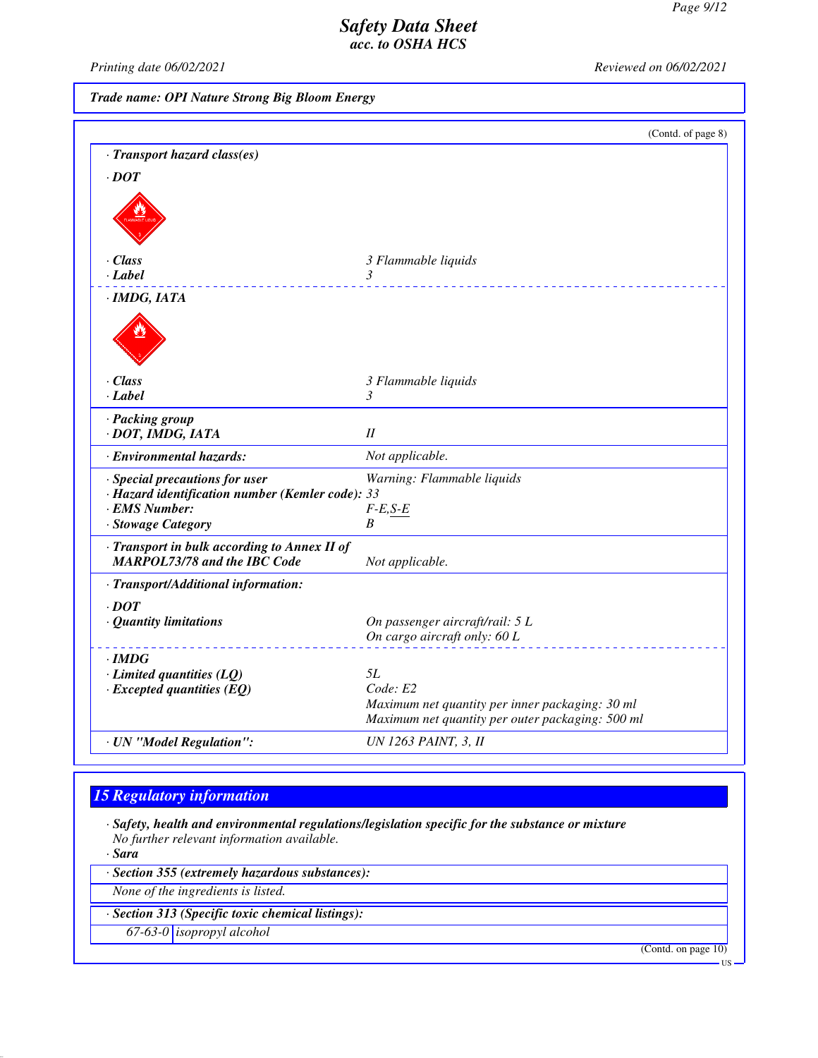**Trade name: OPI Nature Strong Big Bloom Energy**

(Contd. of page 8)

· **Transport hazard class(es)**

· **DOT**

| | |
|---|---|
| · **Class** | 3 Flammable liquids |
| · **Label** | 3 |

· **IMDG, IATA**

| | |
|---|---|
| · **Class** | 3 Flammable liquids |
| · **Label** | 3 |
| · **Packing group** | |
| · **DOT, IMDG, IATA** | II |
| · **Environmental hazards:** | Not applicable. |
| · **Special precautions for user** | Warning: Flammable liquids |
| · **Hazard identification number (Kemler code):** | 33 |
| · **EMS Number:** | F-E,S-E |
| · **Stowage Category** | B |
| · **Transport in bulk according to Annex II of MARPOL73/78 and the IBC Code** | Not applicable. |

· **Transport/Additional information:**

| | |
|---|---|
| · **DOT** | |
| · **Quantity limitations** | On passenger aircraft/rail: 5 L<br>On cargo aircraft only: 60 L |
| · **IMDG** | |
| · **Limited quantities (LQ)** | 5L |
| · **Excepted quantities (EQ)** | Code: E2<br>Maximum net quantity per inner packaging: 30 ml<br>Maximum net quantity per outer packaging: 500 ml |
| · **UN "Model Regulation":** | UN 1263 PAINT, 3, II |

## 15 Regulatory information

· **Safety, health and environmental regulations/legislation specific for the substance or mixture**
No further relevant information available.

· **Sara**

· **Section 355 (extremely hazardous substances):**

None of the ingredients is listed.

· **Section 313 (Specific toxic chemical listings):**

| | |
|---|---|
| 67-63-0 | isopropyl alcohol |

(Contd. on page 10)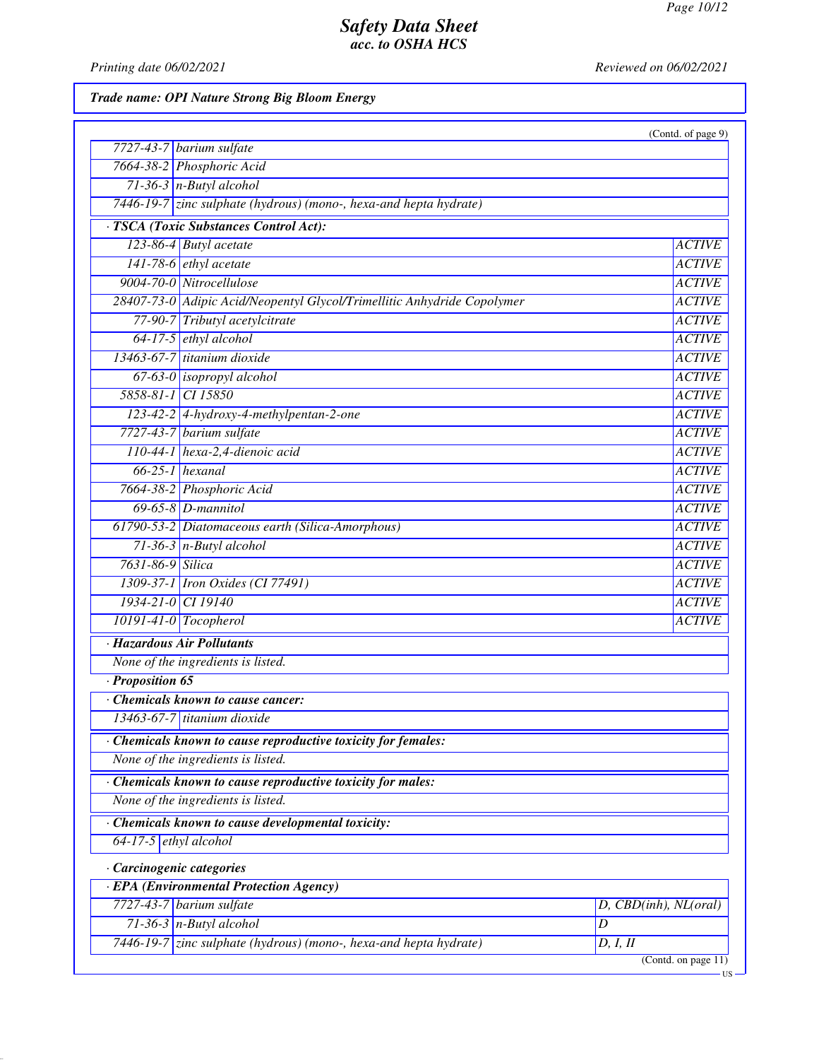**Trade name: OPI Nature Strong Big Bloom Energy**

(Contd. of page 9)

| | |
|---|---|
| 7727-43-7 | barium sulfate |
| 7664-38-2 | Phosphoric Acid |
| 71-36-3 | n-Butyl alcohol |
| 7446-19-7 | zinc sulphate (hydrous) (mono-, hexa-and hepta hydrate) |

**· TSCA (Toxic Substances Control Act):**

| | | |
|---|---|---|
| 123-86-4 | Butyl acetate | ACTIVE |
| 141-78-6 | ethyl acetate | ACTIVE |
| 9004-70-0 | Nitrocellulose | ACTIVE |
| 28407-73-0 | Adipic Acid/Neopentyl Glycol/Trimellitic Anhydride Copolymer | ACTIVE |
| 77-90-7 | Tributyl acetylcitrate | ACTIVE |
| 64-17-5 | ethyl alcohol | ACTIVE |
| 13463-67-7 | titanium dioxide | ACTIVE |
| 67-63-0 | isopropyl alcohol | ACTIVE |
| 5858-81-1 | CI 15850 | ACTIVE |
| 123-42-2 | 4-hydroxy-4-methylpentan-2-one | ACTIVE |
| 7727-43-7 | barium sulfate | ACTIVE |
| 110-44-1 | hexa-2,4-dienoic acid | ACTIVE |
| 66-25-1 | hexanal | ACTIVE |
| 7664-38-2 | Phosphoric Acid | ACTIVE |
| 69-65-8 | D-mannitol | ACTIVE |
| 61790-53-2 | Diatomaceous earth (Silica-Amorphous) | ACTIVE |
| 71-36-3 | n-Butyl alcohol | ACTIVE |
| 7631-86-9 | Silica | ACTIVE |
| 1309-37-1 | Iron Oxides (CI 77491) | ACTIVE |
| 1934-21-0 | CI 19140 | ACTIVE |
| 10191-41-0 | Tocopherol | ACTIVE |

**· Hazardous Air Pollutants**

None of the ingredients is listed.

**· Proposition 65**

**· Chemicals known to cause cancer:**

| | |
|---|---|
| 13463-67-7 | titanium dioxide |

**· Chemicals known to cause reproductive toxicity for females:**

None of the ingredients is listed.

**· Chemicals known to cause reproductive toxicity for males:**

None of the ingredients is listed.

**· Chemicals known to cause developmental toxicity:**

| | |
|---|---|
| 64-17-5 | ethyl alcohol |

**· Carcinogenic categories**

**· EPA (Environmental Protection Agency)**

| | | |
|---|---|---|
| 7727-43-7 | barium sulfate | D, CBD(inh), NL(oral) |
| 71-36-3 | n-Butyl alcohol | D |
| 7446-19-7 | zinc sulphate (hydrous) (mono-, hexa-and hepta hydrate) | D, I, II |

(Contd. on page 11)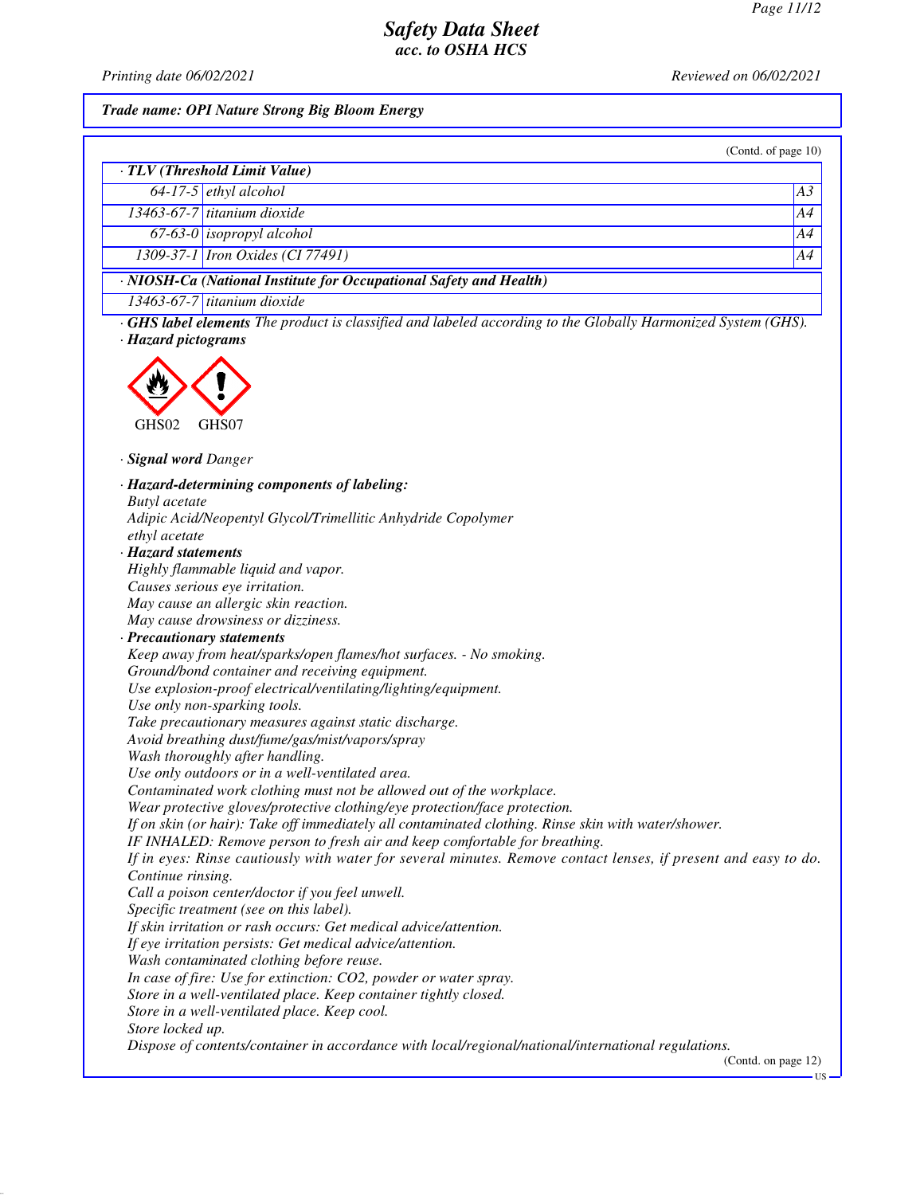**Trade name: OPI Nature Strong Big Bloom Energy**

(Contd. of page 10)

**· TLV (Threshold Limit Value)**

| | | |
|---|---|---|
| 64-17-5 | ethyl alcohol | A3 |
| 13463-67-7 | titanium dioxide | A4 |
| 67-63-0 | isopropyl alcohol | A4 |
| 1309-37-1 | Iron Oxides (CI 77491) | A4 |

**· NIOSH-Ca (National Institute for Occupational Safety and Health)**

| | |
|---|---|
| 13463-67-7 | titanium dioxide |

· **GHS label elements** The product is classified and labeled according to the Globally Harmonized System (GHS).

· **Hazard pictograms**

GHS02 GHS07

· **Signal word** Danger

· **Hazard-determining components of labeling:**
Butyl acetate
Adipic Acid/Neopentyl Glycol/Trimellitic Anhydride Copolymer
ethyl acetate

· **Hazard statements**
Highly flammable liquid and vapor.
Causes serious eye irritation.
May cause an allergic skin reaction.
May cause drowsiness or dizziness.

· **Precautionary statements**
Keep away from heat/sparks/open flames/hot surfaces. - No smoking.
Ground/bond container and receiving equipment.
Use explosion-proof electrical/ventilating/lighting/equipment.
Use only non-sparking tools.
Take precautionary measures against static discharge.
Avoid breathing dust/fume/gas/mist/vapors/spray
Wash thoroughly after handling.
Use only outdoors or in a well-ventilated area.
Contaminated work clothing must not be allowed out of the workplace.
Wear protective gloves/protective clothing/eye protection/face protection.
If on skin (or hair): Take off immediately all contaminated clothing. Rinse skin with water/shower.
IF INHALED: Remove person to fresh air and keep comfortable for breathing.
If in eyes: Rinse cautiously with water for several minutes. Remove contact lenses, if present and easy to do. Continue rinsing.
Call a poison center/doctor if you feel unwell.
Specific treatment (see on this label).
If skin irritation or rash occurs: Get medical advice/attention.
If eye irritation persists: Get medical advice/attention.
Wash contaminated clothing before reuse.
In case of fire: Use for extinction: $CO_2$, powder or water spray.
Store in a well-ventilated place. Keep container tightly closed.
Store in a well-ventilated place. Keep cool.
Store locked up.
Dispose of contents/container in accordance with local/regional/national/international regulations.

(Contd. on page 12)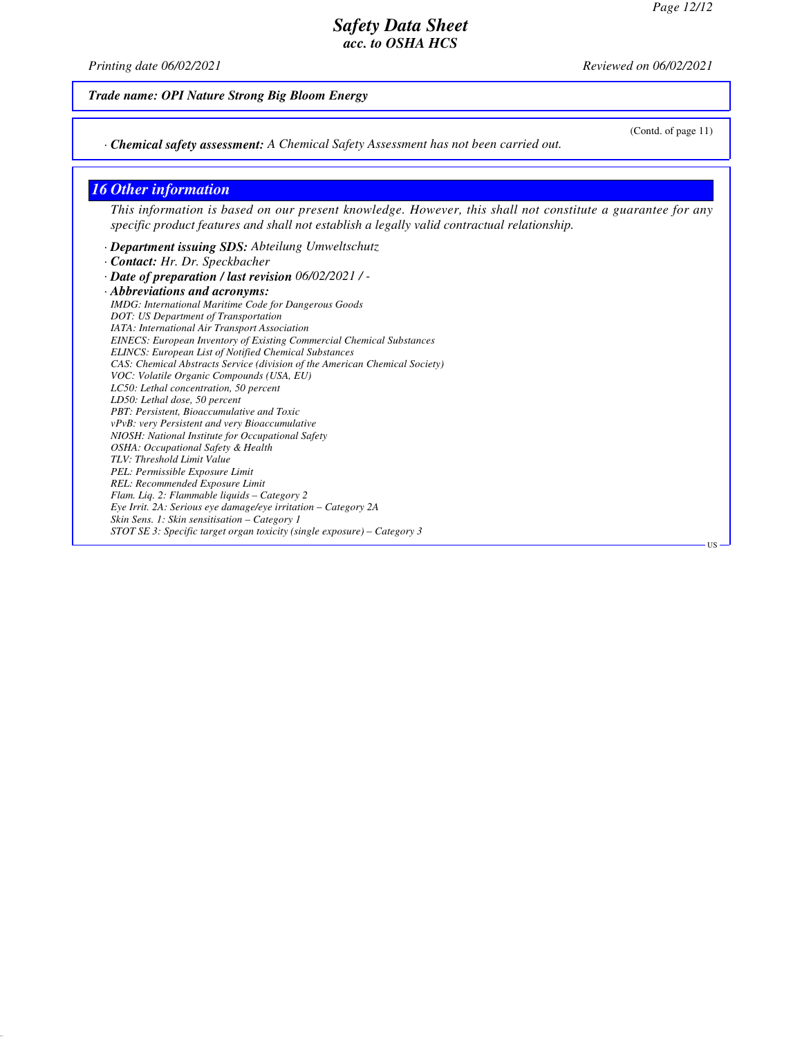**Trade name: OPI Nature Strong Big Bloom Energy**

(Contd. of page 11)

· **Chemical safety assessment:** A Chemical Safety Assessment has not been carried out.

## 16 Other information

This information is based on our present knowledge. However, this shall not constitute a guarantee for any specific product features and shall not establish a legally valid contractual relationship.

· **Department issuing SDS:** Abteilung Umweltschutz
· **Contact:** Hr. Dr. Speckbacher
· **Date of preparation / last revision** 06/02/2021 / -
· **Abbreviations and acronyms:**
IMDG: International Maritime Code for Dangerous Goods
DOT: US Department of Transportation
IATA: International Air Transport Association
EINECS: European Inventory of Existing Commercial Chemical Substances
ELINCS: European List of Notified Chemical Substances
CAS: Chemical Abstracts Service (division of the American Chemical Society)
VOC: Volatile Organic Compounds (USA, EU)
LC50: Lethal concentration, 50 percent
LD50: Lethal dose, 50 percent
PBT: Persistent, Bioaccumulative and Toxic
vPvB: very Persistent and very Bioaccumulative
NIOSH: National Institute for Occupational Safety
OSHA: Occupational Safety & Health
TLV: Threshold Limit Value
PEL: Permissible Exposure Limit
REL: Recommended Exposure Limit
Flam. Liq. 2: Flammable liquids – Category 2
Eye Irrit. 2A: Serious eye damage/eye irritation – Category 2A
Skin Sens. 1: Skin sensitisation – Category 1
STOT SE 3: Specific target organ toxicity (single exposure) – Category 3